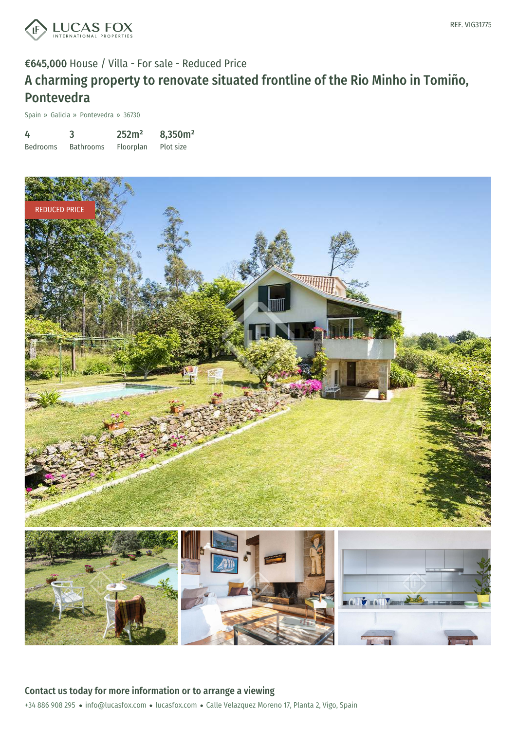LUCAS FOX
INTERNATIONAL PROPERTIES

REF. VIG31775

**€645,000** House / Villa - For sale - Reduced Price

# A charming property to renovate situated frontline of the Rio Minho in Tomiño, Pontevedra

Spain » Galicia » Pontevedra » 36730

| 4 | 3 | 252m² | 8,350m² |
|---|---|---|---|
| Bedrooms | Bathrooms | Floorplan | Plot size |

REDUCED PRICE

## Contact us today for more information or to arrange a viewing

+34 886 908 295 • info@lucasfox.com • lucasfox.com • Calle Velazquez Moreno 17, Planta 2, Vigo, Spain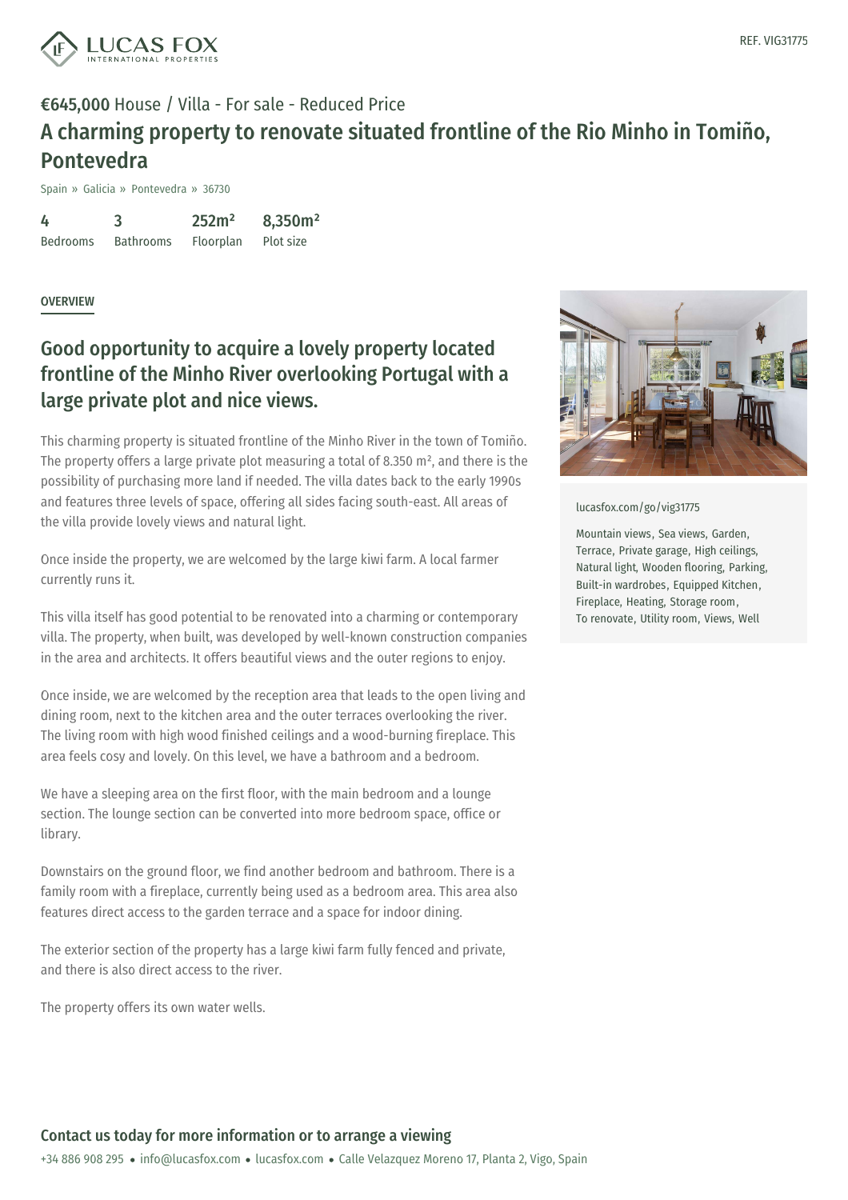REF. VIG31775

**€645,000** House / Villa - For sale - Reduced Price

# A charming property to renovate situated frontline of the Rio Minho in Tomiño, Pontevedra

Spain » Galicia » Pontevedra » 36730

| 4 | 3 | 252m² | 8,350m² |
|---|---|---|---|
| Bedrooms | Bathrooms | Floorplan | Plot size |

OVERVIEW

## Good opportunity to acquire a lovely property located frontline of the Minho River overlooking Portugal with a large private plot and nice views.

This charming property is situated frontline of the Minho River in the town of Tomiño. The property offers a large private plot measuring a total of 8.350 m², and there is the possibility of purchasing more land if needed. The villa dates back to the early 1990s and features three levels of space, offering all sides facing south-east. All areas of the villa provide lovely views and natural light.

Once inside the property, we are welcomed by the large kiwi farm. A local farmer currently runs it.

This villa itself has good potential to be renovated into a charming or contemporary villa. The property, when built, was developed by well-known construction companies in the area and architects. It offers beautiful views and the outer regions to enjoy.

Once inside, we are welcomed by the reception area that leads to the open living and dining room, next to the kitchen area and the outer terraces overlooking the river. The living room with high wood finished ceilings and a wood-burning fireplace. This area feels cosy and lovely. On this level, we have a bathroom and a bedroom.

We have a sleeping area on the first floor, with the main bedroom and a lounge section. The lounge section can be converted into more bedroom space, office or library.

Downstairs on the ground floor, we find another bedroom and bathroom. There is a family room with a fireplace, currently being used as a bedroom area. This area also features direct access to the garden terrace and a space for indoor dining.

The exterior section of the property has a large kiwi farm fully fenced and private, and there is also direct access to the river.

The property offers its own water wells.

lucasfox.com/go/vig31775

Mountain views, Sea views, Garden, Terrace, Private garage, High ceilings, Natural light, Wooden flooring, Parking, Built-in wardrobes, Equipped Kitchen, Fireplace, Heating, Storage room, To renovate, Utility room, Views, Well

## Contact us today for more information or to arrange a viewing

+34 886 908 295 • info@lucasfox.com • lucasfox.com • Calle Velazquez Moreno 17, Planta 2, Vigo, Spain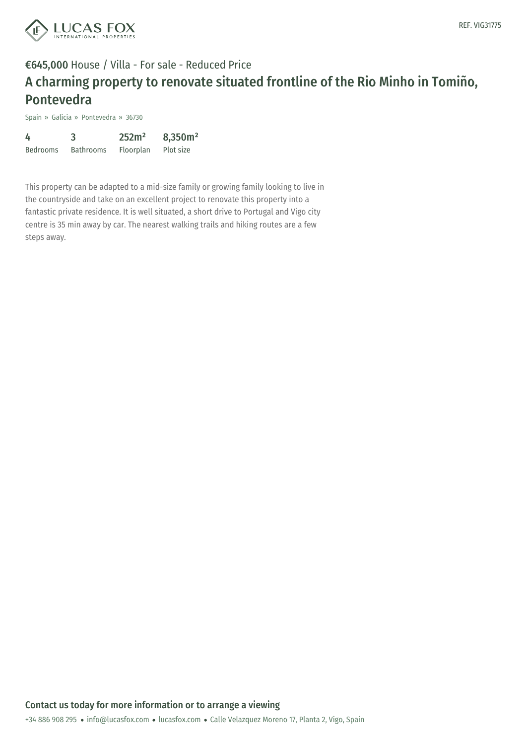**€645,000** House / Villa - For sale - Reduced Price

# A charming property to renovate situated frontline of the Rio Minho in Tomiño, Pontevedra

Spain » Galicia » Pontevedra » 36730

| 4 | 3 | 252m² | 8,350m² |
| --- | --- | --- | --- |
| Bedrooms | Bathrooms | Floorplan | Plot size |

This property can be adapted to a mid-size family or growing family looking to live in the countryside and take on an excellent project to renovate this property into a fantastic private residence. It is well situated, a short drive to Portugal and Vigo city centre is 35 min away by car. The nearest walking trails and hiking routes are a few steps away.

## Contact us today for more information or to arrange a viewing

+34 886 908 295 • info@lucasfox.com • lucasfox.com • Calle Velazquez Moreno 17, Planta 2, Vigo, Spain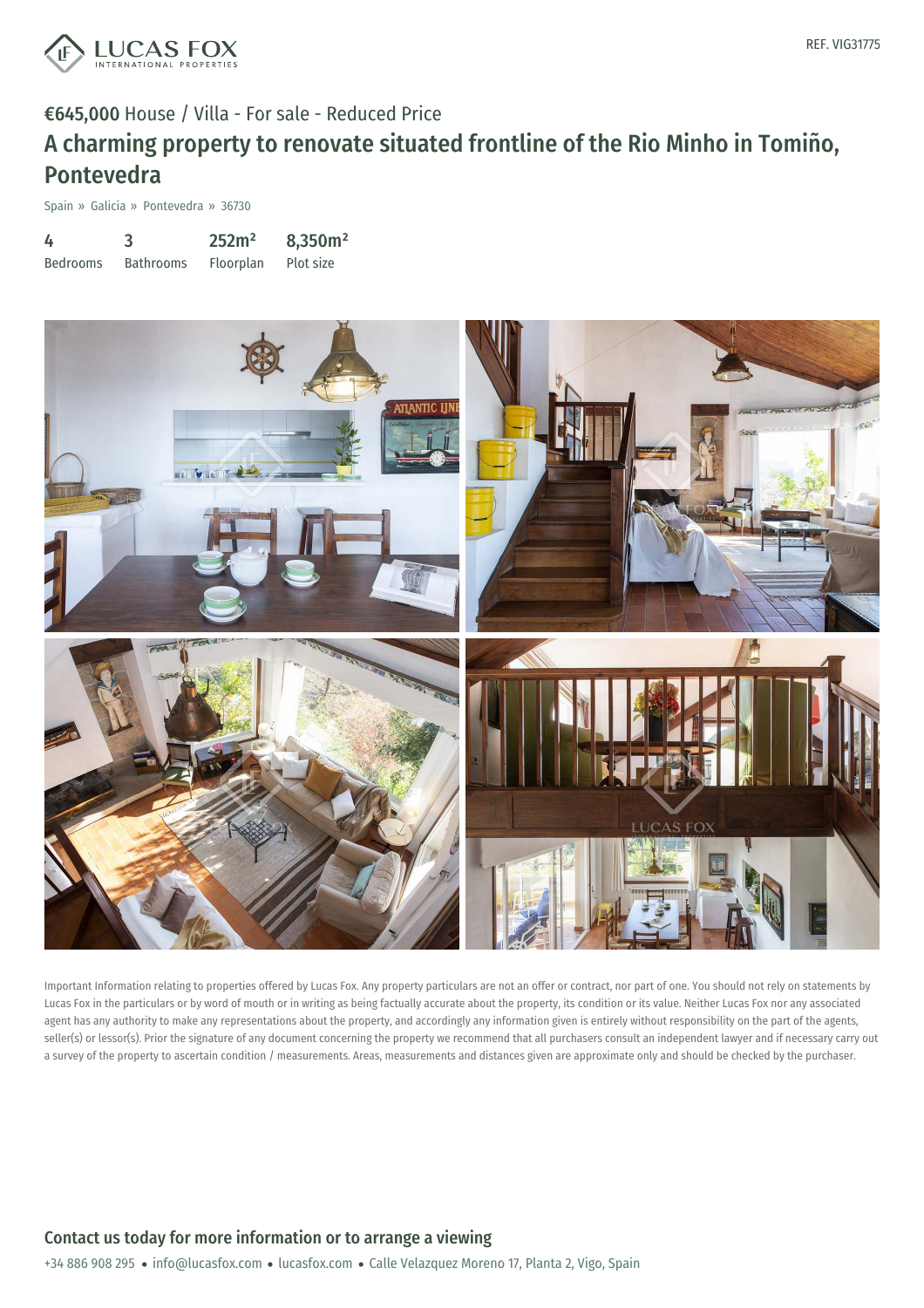REF. VIG31775

€645,000 House / Villa - For sale - Reduced Price

# A charming property to renovate situated frontline of the Rio Minho in Tomiño, Pontevedra

Spain » Galicia » Pontevedra » 36730

| 4 | 3 | 252m² | 8,350m² |
|---|---|---|---|
| Bedrooms | Bathrooms | Floorplan | Plot size |

Important Information relating to properties offered by Lucas Fox. Any property particulars are not an offer or contract, nor part of one. You should not rely on statements by Lucas Fox in the particulars or by word of mouth or in writing as being factually accurate about the property, its condition or its value. Neither Lucas Fox nor any associated agent has any authority to make any representations about the property, and accordingly any information given is entirely without responsibility on the part of the agents, seller(s) or lessor(s). Prior the signature of any document concerning the property we recommend that all purchasers consult an independent lawyer and if necessary carry out a survey of the property to ascertain condition / measurements. Areas, measurements and distances given are approximate only and should be checked by the purchaser.

## Contact us today for more information or to arrange a viewing

+34 886 908 295 • info@lucasfox.com • lucasfox.com • Calle Velazquez Moreno 17, Planta 2, Vigo, Spain